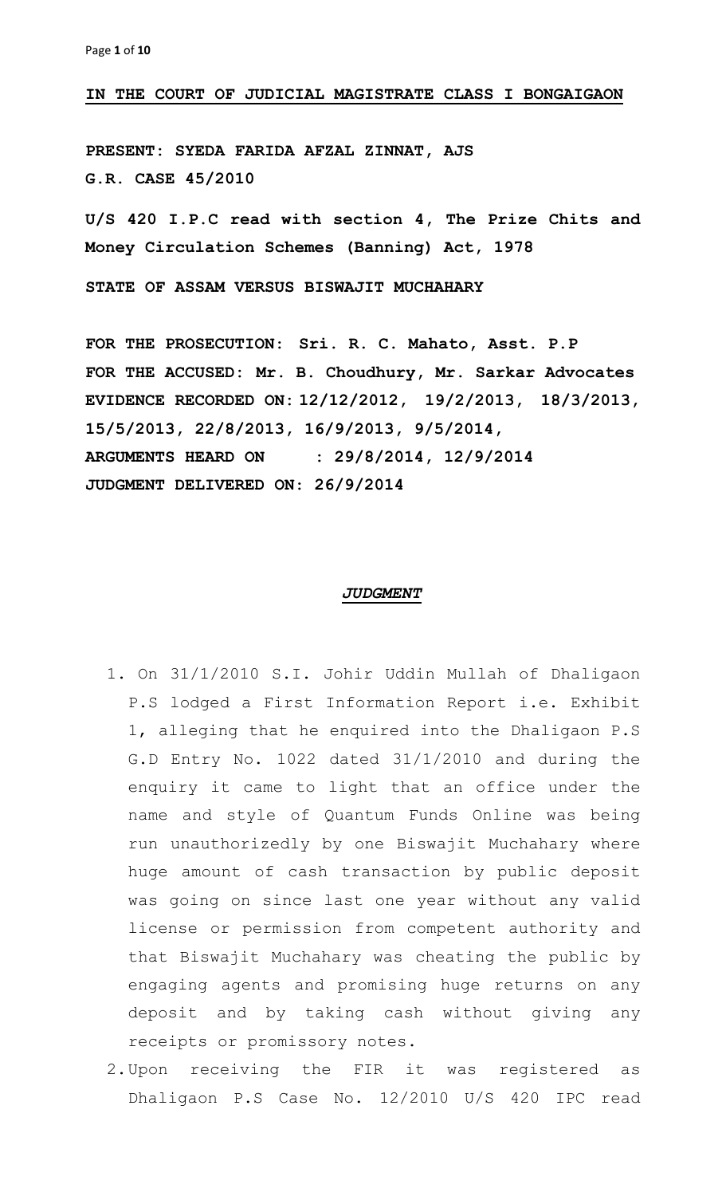**IN THE COURT OF JUDICIAL MAGISTRATE CLASS I BONGAIGAON**

**PRESENT: SYEDA FARIDA AFZAL ZINNAT, AJS**
**G.R. CASE 45/2010**

**U/S 420 I.P.C read with section 4, The Prize Chits and Money Circulation Schemes (Banning) Act, 1978**

**STATE OF ASSAM VERSUS BISWAJIT MUCHAHARY**

**FOR THE PROSECUTION: Sri. R. C. Mahato, Asst. P.P**
**FOR THE ACCUSED: Mr. B. Choudhury, Mr. Sarkar Advocates**
**EVIDENCE RECORDED ON: 12/12/2012, 19/2/2013, 18/3/2013, 15/5/2013, 22/8/2013, 16/9/2013, 9/5/2014,**
**ARGUMENTS HEARD ON : 29/8/2014, 12/9/2014**
**JUDGMENT DELIVERED ON: 26/9/2014**

## ***JUDGMENT***

1. On 31/1/2010 S.I. Johir Uddin Mullah of Dhaligaon P.S lodged a First Information Report i.e. Exhibit 1, alleging that he enquired into the Dhaligaon P.S G.D Entry No. 1022 dated 31/1/2010 and during the enquiry it came to light that an office under the name and style of Quantum Funds Online was being run unauthorizedly by one Biswajit Muchahary where huge amount of cash transaction by public deposit was going on since last one year without any valid license or permission from competent authority and that Biswajit Muchahary was cheating the public by engaging agents and promising huge returns on any deposit and by taking cash without giving any receipts or promissory notes.
2. Upon receiving the FIR it was registered as Dhaligaon P.S Case No. 12/2010 U/S 420 IPC read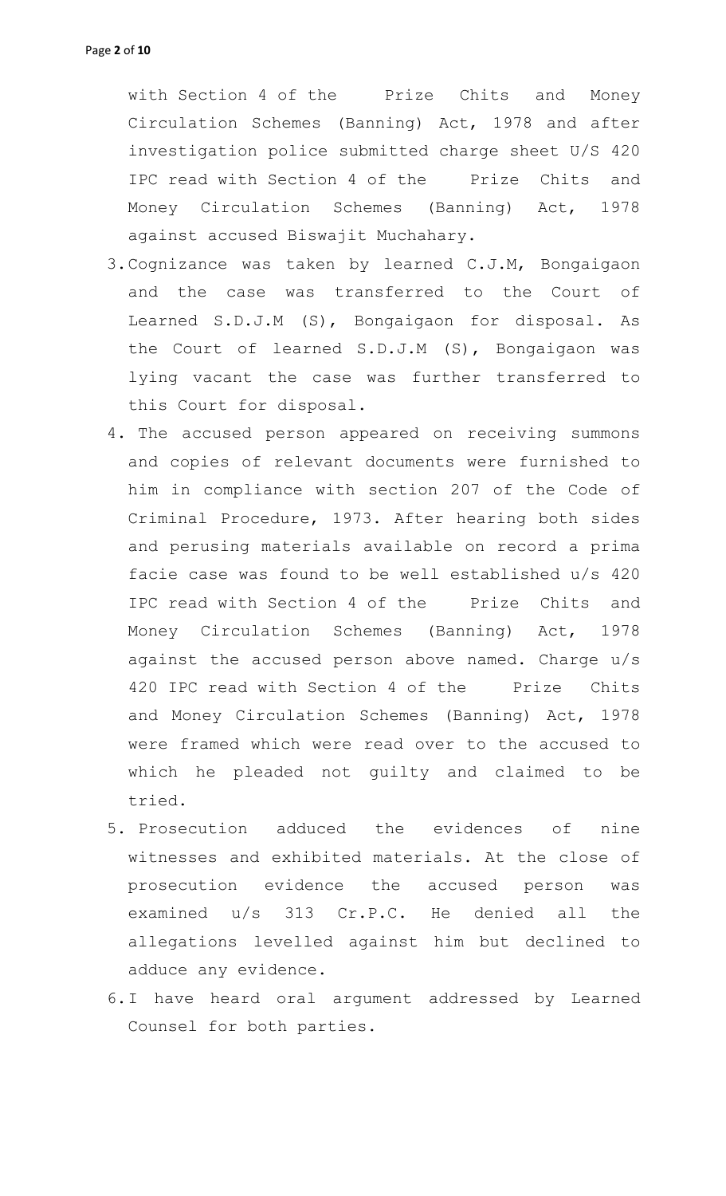with Section 4 of the Prize Chits and Money Circulation Schemes (Banning) Act, 1978 and after investigation police submitted charge sheet U/S 420 IPC read with Section 4 of the Prize Chits and Money Circulation Schemes (Banning) Act, 1978 against accused Biswajit Muchahary.

3. Cognizance was taken by learned C.J.M, Bongaigaon and the case was transferred to the Court of Learned S.D.J.M (S), Bongaigaon for disposal. As the Court of learned S.D.J.M (S), Bongaigaon was lying vacant the case was further transferred to this Court for disposal.

4. The accused person appeared on receiving summons and copies of relevant documents were furnished to him in compliance with section 207 of the Code of Criminal Procedure, 1973. After hearing both sides and perusing materials available on record a prima facie case was found to be well established u/s 420 IPC read with Section 4 of the Prize Chits and Money Circulation Schemes (Banning) Act, 1978 against the accused person above named. Charge u/s 420 IPC read with Section 4 of the Prize Chits and Money Circulation Schemes (Banning) Act, 1978 were framed which were read over to the accused to which he pleaded not guilty and claimed to be tried.

5. Prosecution adduced the evidences of nine witnesses and exhibited materials. At the close of prosecution evidence the accused person was examined u/s 313 Cr.P.C. He denied all the allegations levelled against him but declined to adduce any evidence.

6. I have heard oral argument addressed by Learned Counsel for both parties.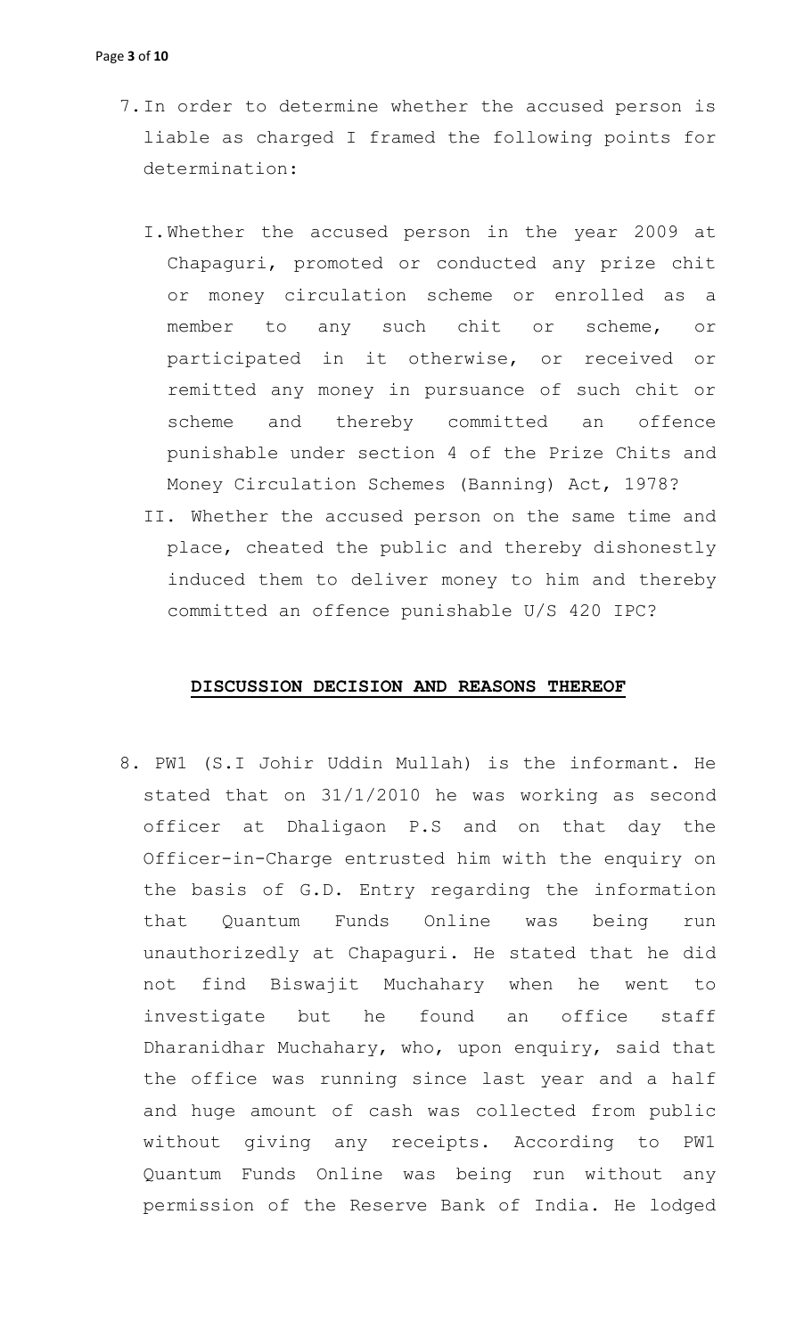7. In order to determine whether the accused person is liable as charged I framed the following points for determination:

   I. Whether the accused person in the year 2009 at Chapaguri, promoted or conducted any prize chit or money circulation scheme or enrolled as a member to any such chit or scheme, or participated in it otherwise, or received or remitted any money in pursuance of such chit or scheme and thereby committed an offence punishable under section 4 of the Prize Chits and Money Circulation Schemes (Banning) Act, 1978?

   II. Whether the accused person on the same time and place, cheated the public and thereby dishonestly induced them to deliver money to him and thereby committed an offence punishable U/S 420 IPC?

**DISCUSSION DECISION AND REASONS THEREOF**

8. PW1 (S.I Johir Uddin Mullah) is the informant. He stated that on 31/1/2010 he was working as second officer at Dhaligaon P.S and on that day the Officer-in-Charge entrusted him with the enquiry on the basis of G.D. Entry regarding the information that Quantum Funds Online was being run unauthorizedly at Chapaguri. He stated that he did not find Biswajit Muchahary when he went to investigate but he found an office staff Dharanidhar Muchahary, who, upon enquiry, said that the office was running since last year and a half and huge amount of cash was collected from public without giving any receipts. According to PW1 Quantum Funds Online was being run without any permission of the Reserve Bank of India. He lodged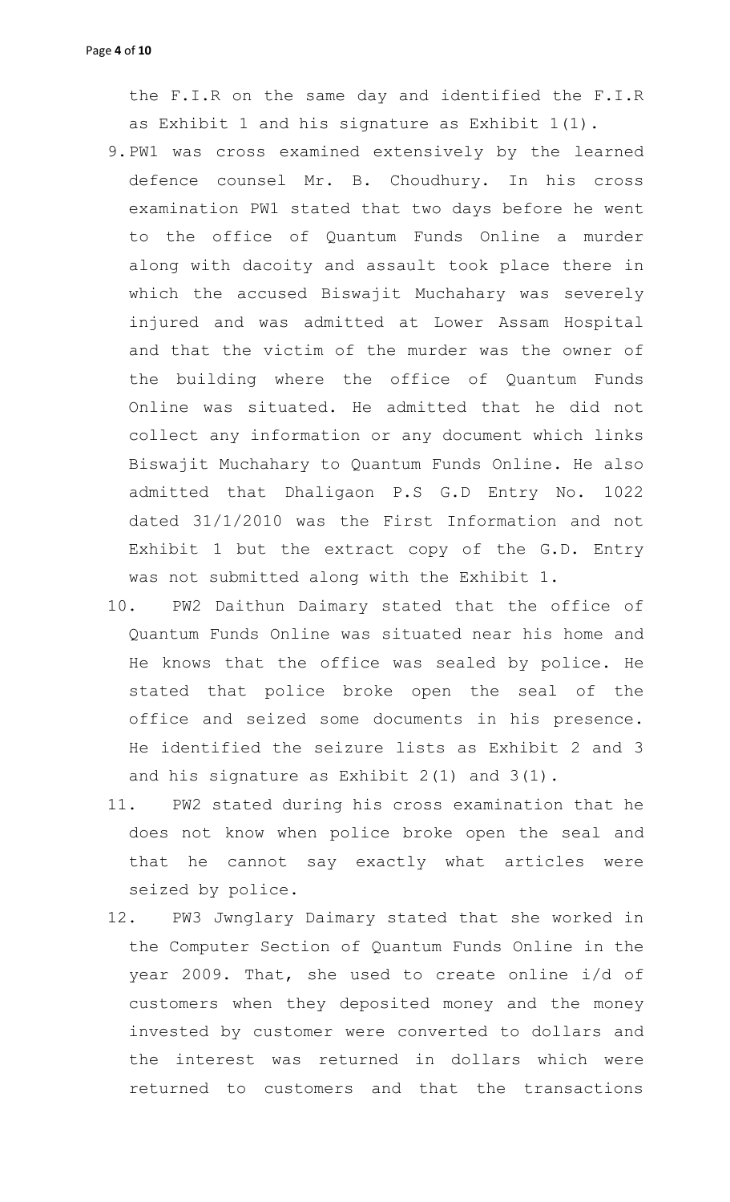the F.I.R on the same day and identified the F.I.R as Exhibit 1 and his signature as Exhibit 1(1).

9. PW1 was cross examined extensively by the learned defence counsel Mr. B. Choudhury. In his cross examination PW1 stated that two days before he went to the office of Quantum Funds Online a murder along with dacoity and assault took place there in which the accused Biswajit Muchahary was severely injured and was admitted at Lower Assam Hospital and that the victim of the murder was the owner of the building where the office of Quantum Funds Online was situated. He admitted that he did not collect any information or any document which links Biswajit Muchahary to Quantum Funds Online. He also admitted that Dhaligaon P.S G.D Entry No. 1022 dated 31/1/2010 was the First Information and not Exhibit 1 but the extract copy of the G.D. Entry was not submitted along with the Exhibit 1.

10. PW2 Daithun Daimary stated that the office of Quantum Funds Online was situated near his home and He knows that the office was sealed by police. He stated that police broke open the seal of the office and seized some documents in his presence. He identified the seizure lists as Exhibit 2 and 3 and his signature as Exhibit 2(1) and 3(1).

11. PW2 stated during his cross examination that he does not know when police broke open the seal and that he cannot say exactly what articles were seized by police.

12. PW3 Jwnglary Daimary stated that she worked in the Computer Section of Quantum Funds Online in the year 2009. That, she used to create online i/d of customers when they deposited money and the money invested by customer were converted to dollars and the interest was returned in dollars which were returned to customers and that the transactions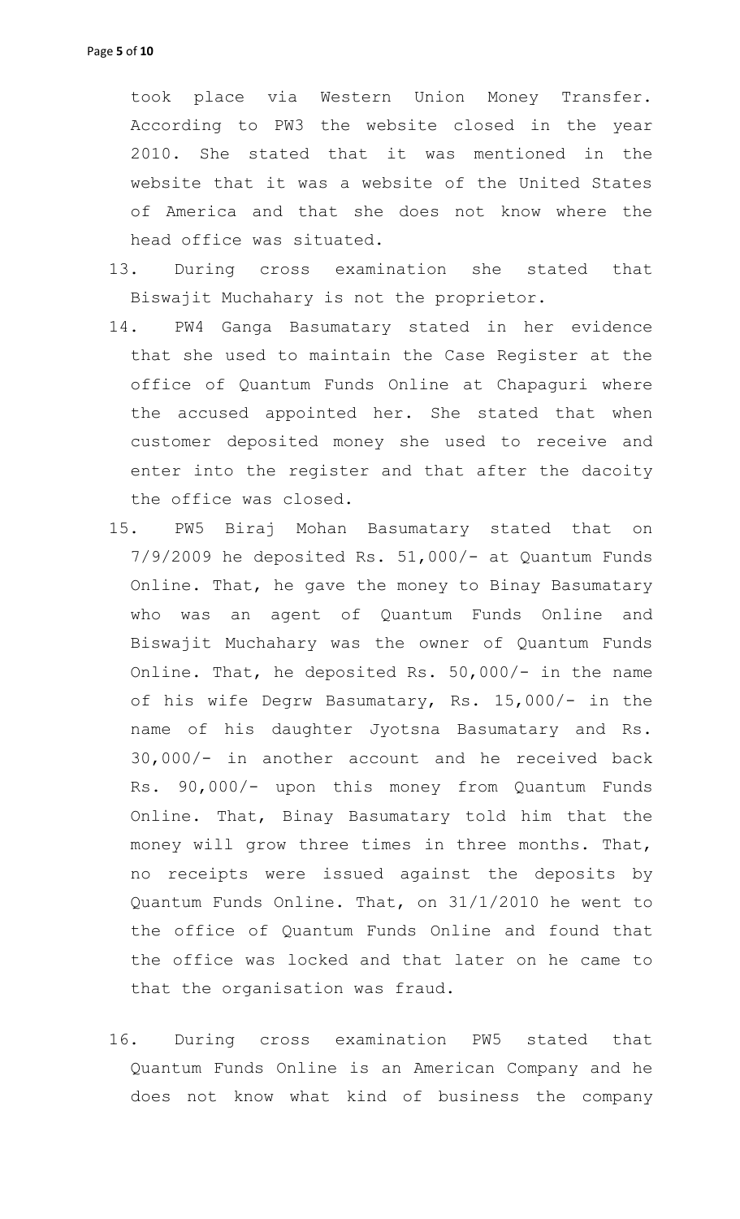took place via Western Union Money Transfer. According to PW3 the website closed in the year 2010. She stated that it was mentioned in the website that it was a website of the United States of America and that she does not know where the head office was situated.

13. During cross examination she stated that Biswajit Muchahary is not the proprietor.

14. PW4 Ganga Basumatary stated in her evidence that she used to maintain the Case Register at the office of Quantum Funds Online at Chapaguri where the accused appointed her. She stated that when customer deposited money she used to receive and enter into the register and that after the dacoity the office was closed.

15. PW5 Biraj Mohan Basumatary stated that on 7/9/2009 he deposited Rs. 51,000/- at Quantum Funds Online. That, he gave the money to Binay Basumatary who was an agent of Quantum Funds Online and Biswajit Muchahary was the owner of Quantum Funds Online. That, he deposited Rs. 50,000/- in the name of his wife Degrw Basumatary, Rs. 15,000/- in the name of his daughter Jyotsna Basumatary and Rs. 30,000/- in another account and he received back Rs. 90,000/- upon this money from Quantum Funds Online. That, Binay Basumatary told him that the money will grow three times in three months. That, no receipts were issued against the deposits by Quantum Funds Online. That, on 31/1/2010 he went to the office of Quantum Funds Online and found that the office was locked and that later on he came to that the organisation was fraud.

16. During cross examination PW5 stated that Quantum Funds Online is an American Company and he does not know what kind of business the company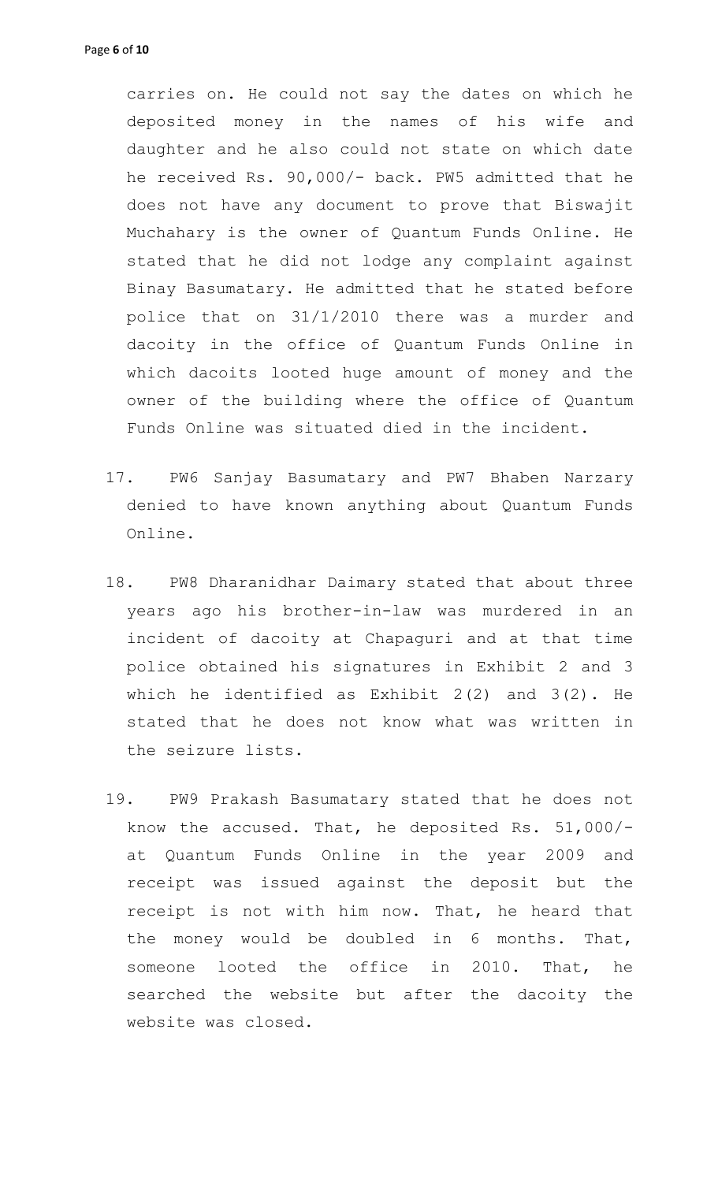carries on. He could not say the dates on which he deposited money in the names of his wife and daughter and he also could not state on which date he received Rs. 90,000/- back. PW5 admitted that he does not have any document to prove that Biswajit Muchahary is the owner of Quantum Funds Online. He stated that he did not lodge any complaint against Binay Basumatary. He admitted that he stated before police that on 31/1/2010 there was a murder and dacoity in the office of Quantum Funds Online in which dacoits looted huge amount of money and the owner of the building where the office of Quantum Funds Online was situated died in the incident.

17. PW6 Sanjay Basumatary and PW7 Bhaben Narzary denied to have known anything about Quantum Funds Online.

18. PW8 Dharanidhar Daimary stated that about three years ago his brother-in-law was murdered in an incident of dacoity at Chapaguri and at that time police obtained his signatures in Exhibit 2 and 3 which he identified as Exhibit 2(2) and 3(2). He stated that he does not know what was written in the seizure lists.

19. PW9 Prakash Basumatary stated that he does not know the accused. That, he deposited Rs. 51,000/- at Quantum Funds Online in the year 2009 and receipt was issued against the deposit but the receipt is not with him now. That, he heard that the money would be doubled in 6 months. That, someone looted the office in 2010. That, he searched the website but after the dacoity the website was closed.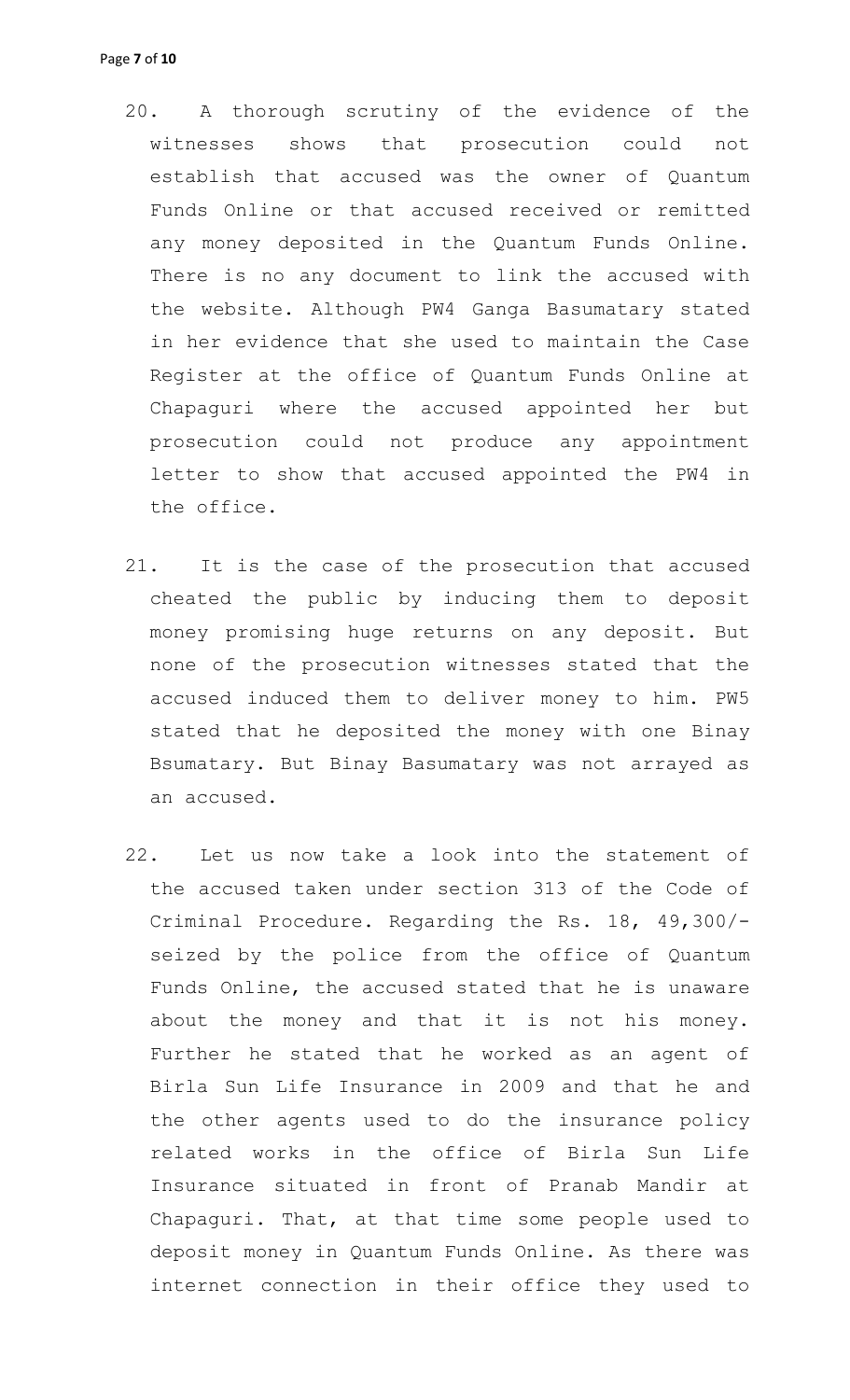20. A thorough scrutiny of the evidence of the witnesses shows that prosecution could not establish that accused was the owner of Quantum Funds Online or that accused received or remitted any money deposited in the Quantum Funds Online. There is no any document to link the accused with the website. Although PW4 Ganga Basumatary stated in her evidence that she used to maintain the Case Register at the office of Quantum Funds Online at Chapaguri where the accused appointed her but prosecution could not produce any appointment letter to show that accused appointed the PW4 in the office.

21. It is the case of the prosecution that accused cheated the public by inducing them to deposit money promising huge returns on any deposit. But none of the prosecution witnesses stated that the accused induced them to deliver money to him. PW5 stated that he deposited the money with one Binay Bsumatary. But Binay Basumatary was not arrayed as an accused.

22. Let us now take a look into the statement of the accused taken under section 313 of the Code of Criminal Procedure. Regarding the Rs. 18, 49,300/- seized by the police from the office of Quantum Funds Online, the accused stated that he is unaware about the money and that it is not his money. Further he stated that he worked as an agent of Birla Sun Life Insurance in 2009 and that he and the other agents used to do the insurance policy related works in the office of Birla Sun Life Insurance situated in front of Pranab Mandir at Chapaguri. That, at that time some people used to deposit money in Quantum Funds Online. As there was internet connection in their office they used to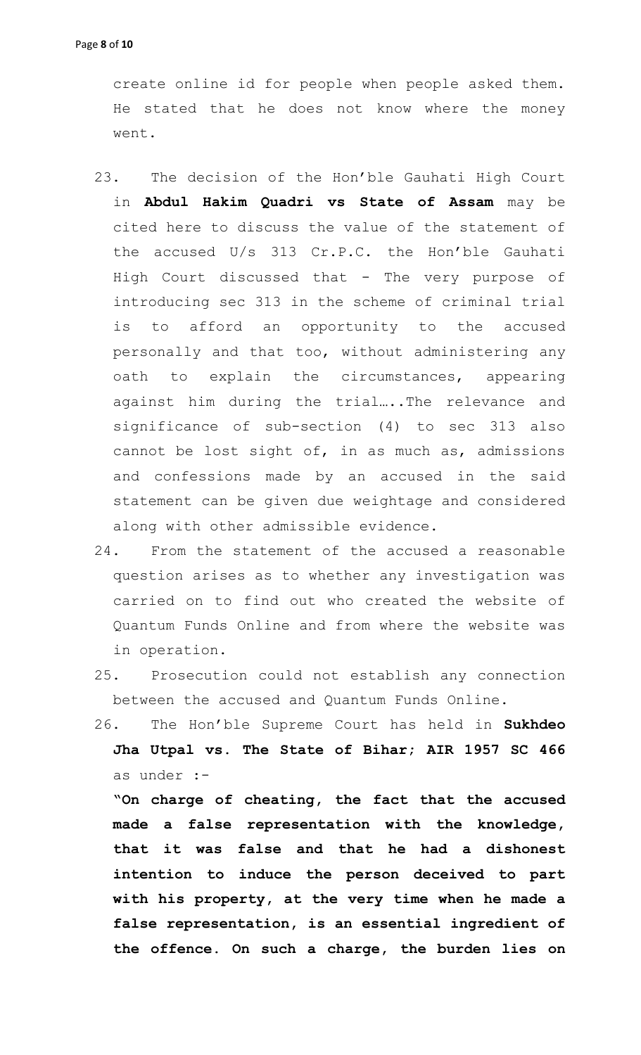create online id for people when people asked them. He stated that he does not know where the money went.

23. The decision of the Hon'ble Gauhati High Court in **Abdul Hakim Quadri vs State of Assam** may be cited here to discuss the value of the statement of the accused U/s 313 Cr.P.C. the Hon'ble Gauhati High Court discussed that - The very purpose of introducing sec 313 in the scheme of criminal trial is to afford an opportunity to the accused personally and that too, without administering any oath to explain the circumstances, appearing against him during the trial…..The relevance and significance of sub-section (4) to sec 313 also cannot be lost sight of, in as much as, admissions and confessions made by an accused in the said statement can be given due weightage and considered along with other admissible evidence.

24. From the statement of the accused a reasonable question arises as to whether any investigation was carried on to find out who created the website of Quantum Funds Online and from where the website was in operation.

25. Prosecution could not establish any connection between the accused and Quantum Funds Online.

26. The Hon'ble Supreme Court has held in **Sukhdeo Jha Utpal vs. The State of Bihar; AIR 1957 SC 466** as under :-

**"On charge of cheating, the fact that the accused made a false representation with the knowledge, that it was false and that he had a dishonest intention to induce the person deceived to part with his property, at the very time when he made a false representation, is an essential ingredient of the offence. On such a charge, the burden lies on**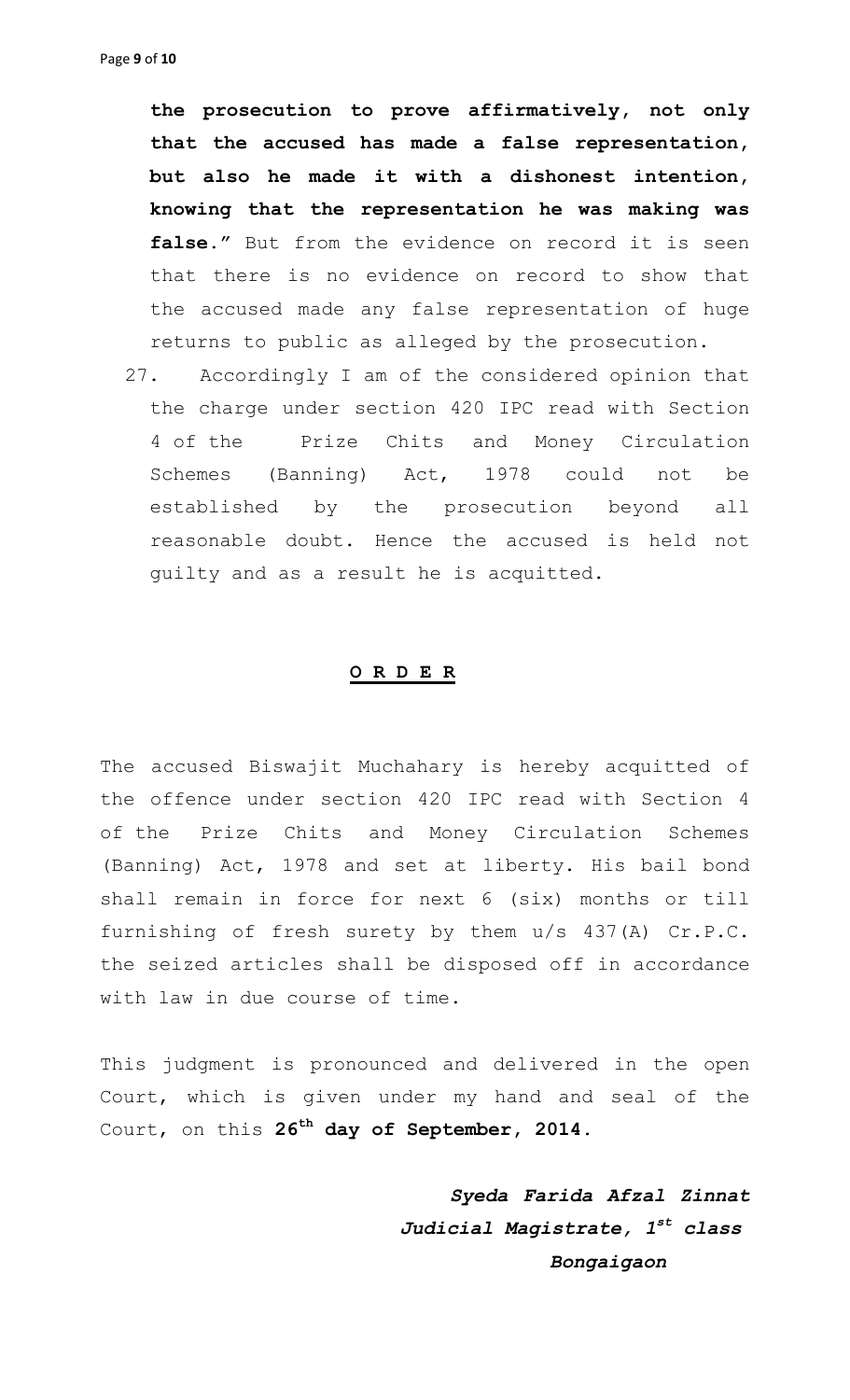**the prosecution to prove affirmatively, not only that the accused has made a false representation, but also he made it with a dishonest intention, knowing that the representation he was making was false.**" But from the evidence on record it is seen that there is no evidence on record to show that the accused made any false representation of huge returns to public as alleged by the prosecution.

27. Accordingly I am of the considered opinion that the charge under section 420 IPC read with Section 4 of the Prize Chits and Money Circulation Schemes (Banning) Act, 1978 could not be established by the prosecution beyond all reasonable doubt. Hence the accused is held not guilty and as a result he is acquitted.

## O R D E R

The accused Biswajit Muchahary is hereby acquitted of the offence under section 420 IPC read with Section 4 of the Prize Chits and Money Circulation Schemes (Banning) Act, 1978 and set at liberty. His bail bond shall remain in force for next 6 (six) months or till furnishing of fresh surety by them u/s 437(A) Cr.P.C. the seized articles shall be disposed off in accordance with law in due course of time.

This judgment is pronounced and delivered in the open Court, which is given under my hand and seal of the Court, on this **26th day of September, 2014.**

***Syeda Farida Afzal Zinnat***
***Judicial Magistrate, 1st class***
***Bongaigaon***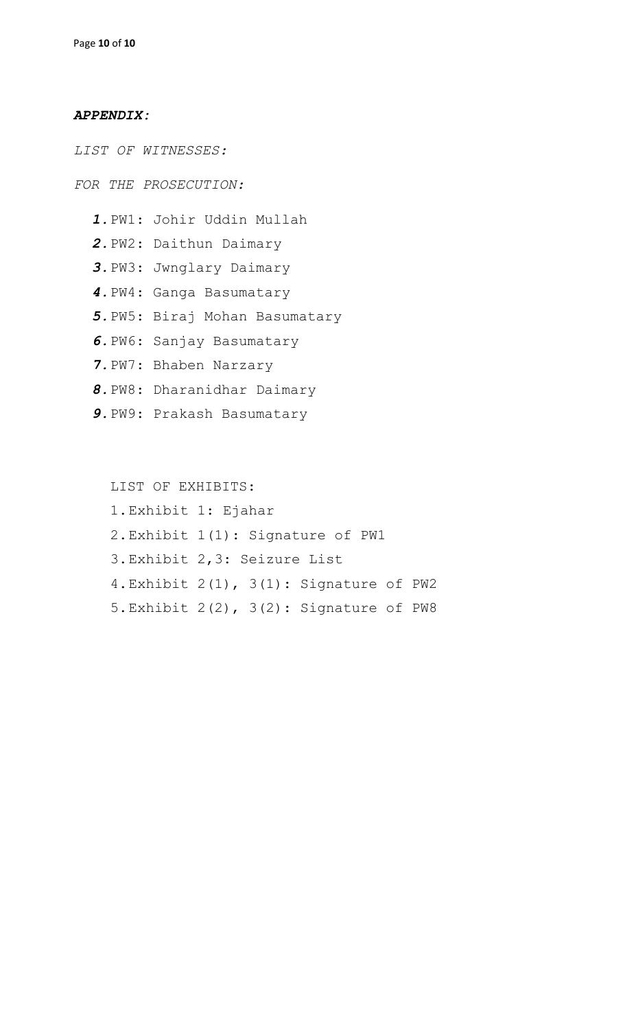***APPENDIX:***

*LIST OF WITNESSES:*

*FOR THE PROSECUTION:*

1. PW1: Johir Uddin Mullah
2. PW2: Daithun Daimary
3. PW3: Jwnglary Daimary
4. PW4: Ganga Basumatary
5. PW5: Biraj Mohan Basumatary
6. PW6: Sanjay Basumatary
7. PW7: Bhaben Narzary
8. PW8: Dharanidhar Daimary
9. PW9: Prakash Basumatary

LIST OF EXHIBITS:

1. Exhibit 1: Ejahar
2. Exhibit 1(1): Signature of PW1
3. Exhibit 2,3: Seizure List
4. Exhibit 2(1), 3(1): Signature of PW2
5. Exhibit 2(2), 3(2): Signature of PW8